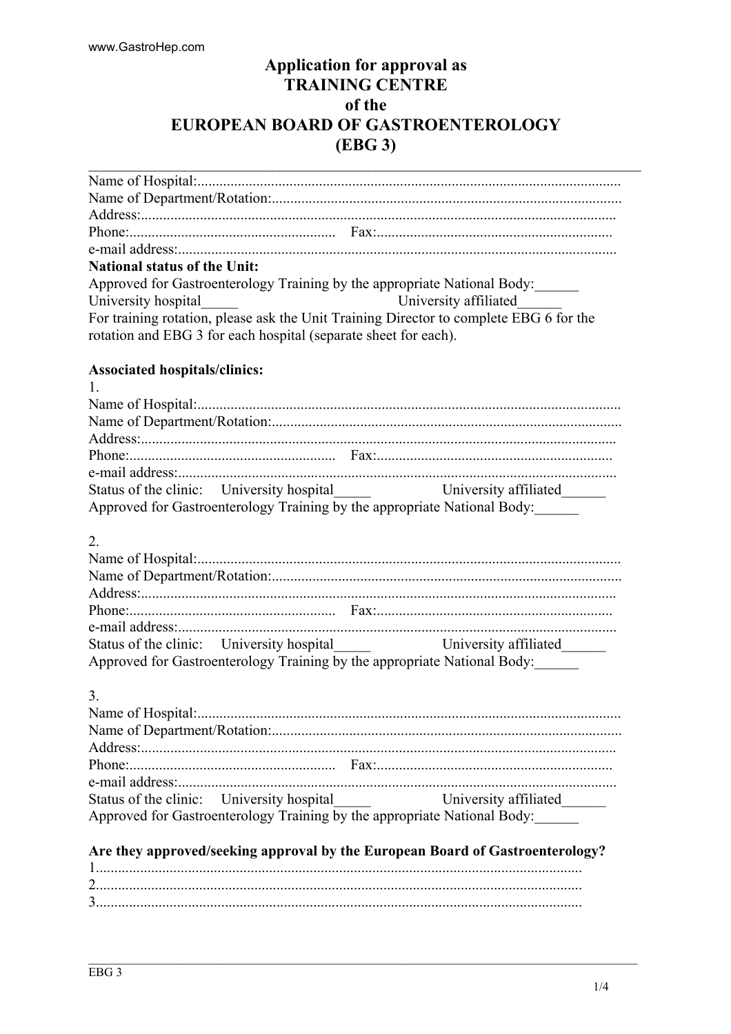# Application for approval as TRAINING CENTRE of the EUROPEAN BOARD OF GASTROENTEROLOGY (EBG 3)

Name of Hospital:..................................................................................................................
Name of Department/Rotation:..............................................................................................
Address:................................................................................................................................
Phone:.......................................................  Fax:...............................................................
e-mail address:.......................................................................................................................

**National status of the Unit:**

Approved for Gastroenterology Training by the appropriate National Body:______
University hospital_____  University affiliated______

For training rotation, please ask the Unit Training Director to complete EBG 6 for the rotation and EBG 3 for each hospital (separate sheet for each).

**Associated hospitals/clinics:**

1.
Name of Hospital:..................................................................................................................
Name of Department/Rotation:..............................................................................................
Address:................................................................................................................................
Phone:.......................................................  Fax:...............................................................
e-mail address:.......................................................................................................................
Status of the clinic: University hospital_____  University affiliated______
Approved for Gastroenterology Training by the appropriate National Body:______

2.
Name of Hospital:..................................................................................................................
Name of Department/Rotation:..............................................................................................
Address:................................................................................................................................
Phone:.......................................................  Fax:...............................................................
e-mail address:.......................................................................................................................
Status of the clinic: University hospital_____  University affiliated______
Approved for Gastroenterology Training by the appropriate National Body:______

3.
Name of Hospital:..................................................................................................................
Name of Department/Rotation:..............................................................................................
Address:................................................................................................................................
Phone:.......................................................  Fax:...............................................................
e-mail address:.......................................................................................................................
Status of the clinic: University hospital_____  University affiliated______
Approved for Gastroenterology Training by the appropriate National Body:______

**Are they approved/seeking approval by the European Board of Gastroenterology?**

1..................................................................................................................................
2..................................................................................................................................
3..................................................................................................................................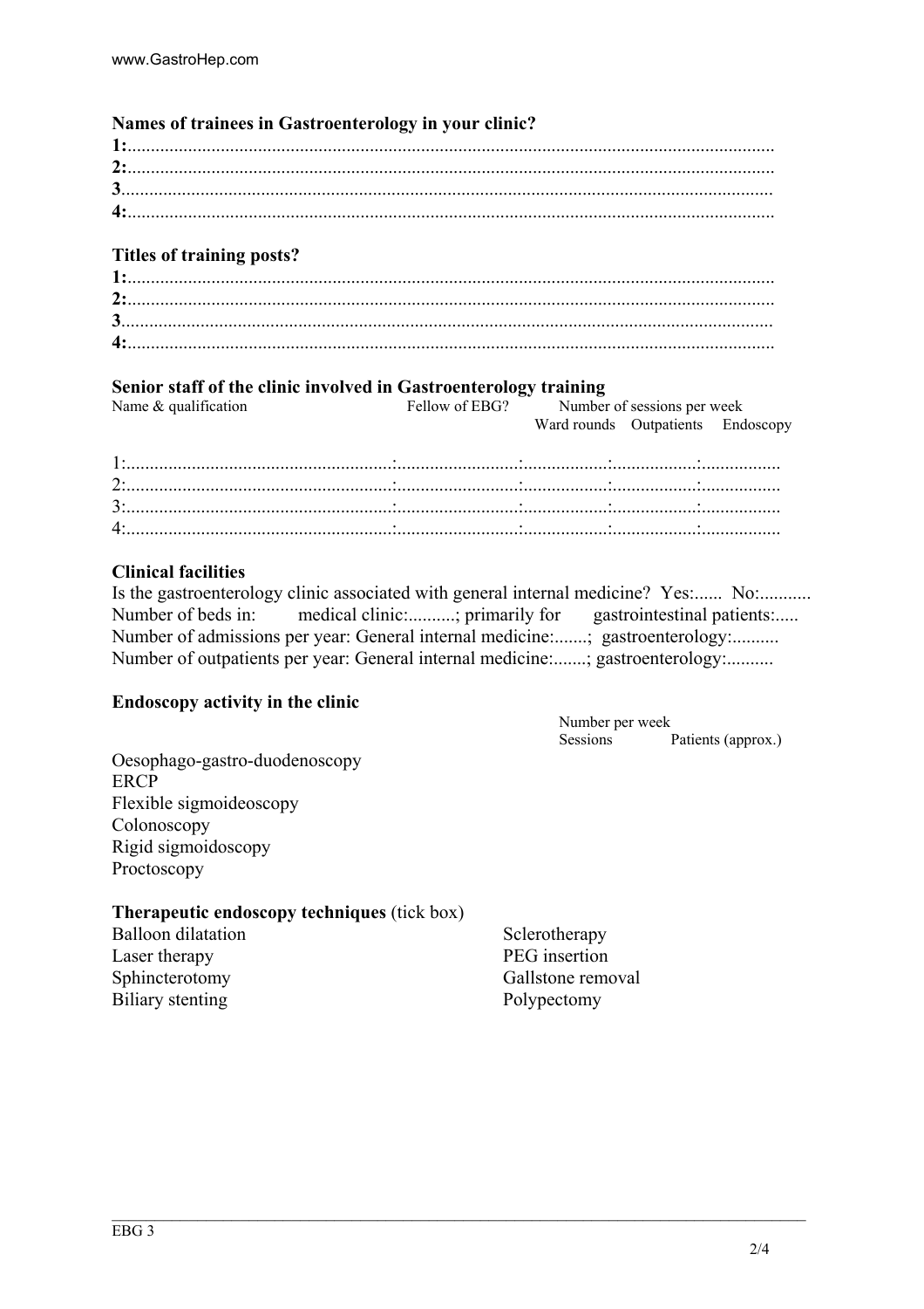**Names of trainees in Gastroenterology in your clinic?**

**1:**..........................................................................................................................................
**2:**..........................................................................................................................................
**3**...........................................................................................................................................
**4:**..........................................................................................................................................

**Titles of training posts?**

**1:**..........................................................................................................................................
**2:**..........................................................................................................................................
**3**...........................................................................................................................................
**4:**..........................................................................................................................................

**Senior staff of the clinic involved in Gastroenterology training**

| Name & qualification | Fellow of EBG? | Number of sessions per week | | |
|---|---|---|---|---|
| | | Ward rounds | Outpatients | Endoscopy |
| 1:........................................................ | ........................... | ................... | ................... | ................. |
| 2:........................................................ | ........................... | ................... | ................... | ................. |
| 3:........................................................ | ........................... | ................... | ................... | ................. |
| 4:........................................................ | ........................... | ................... | ................... | ................. |

**Clinical facilities**

Is the gastroenterology clinic associated with general internal medicine? Yes:...... No:...........
Number of beds in: medical clinic:..........; primarily for gastrointestinal patients:.....
Number of admissions per year: General internal medicine:.......; gastroenterology:..........
Number of outpatients per year: General internal medicine:.......; gastroenterology:..........

**Endoscopy activity in the clinic**

| | Number per week | |
|---|---|---|
| | Sessions | Patients (approx.) |
| Oesophago-gastro-duodenoscopy | | |
| ERCP | | |
| Flexible sigmoideoscopy | | |
| Colonoscopy | | |
| Rigid sigmoidoscopy | | |
| Proctoscopy | | |

**Therapeutic endoscopy techniques** (tick box)

| | |
|---|---|
| Balloon dilatation | Sclerotherapy |
| Laser therapy | PEG insertion |
| Sphincterotomy | Gallstone removal |
| Biliary stenting | Polypectomy |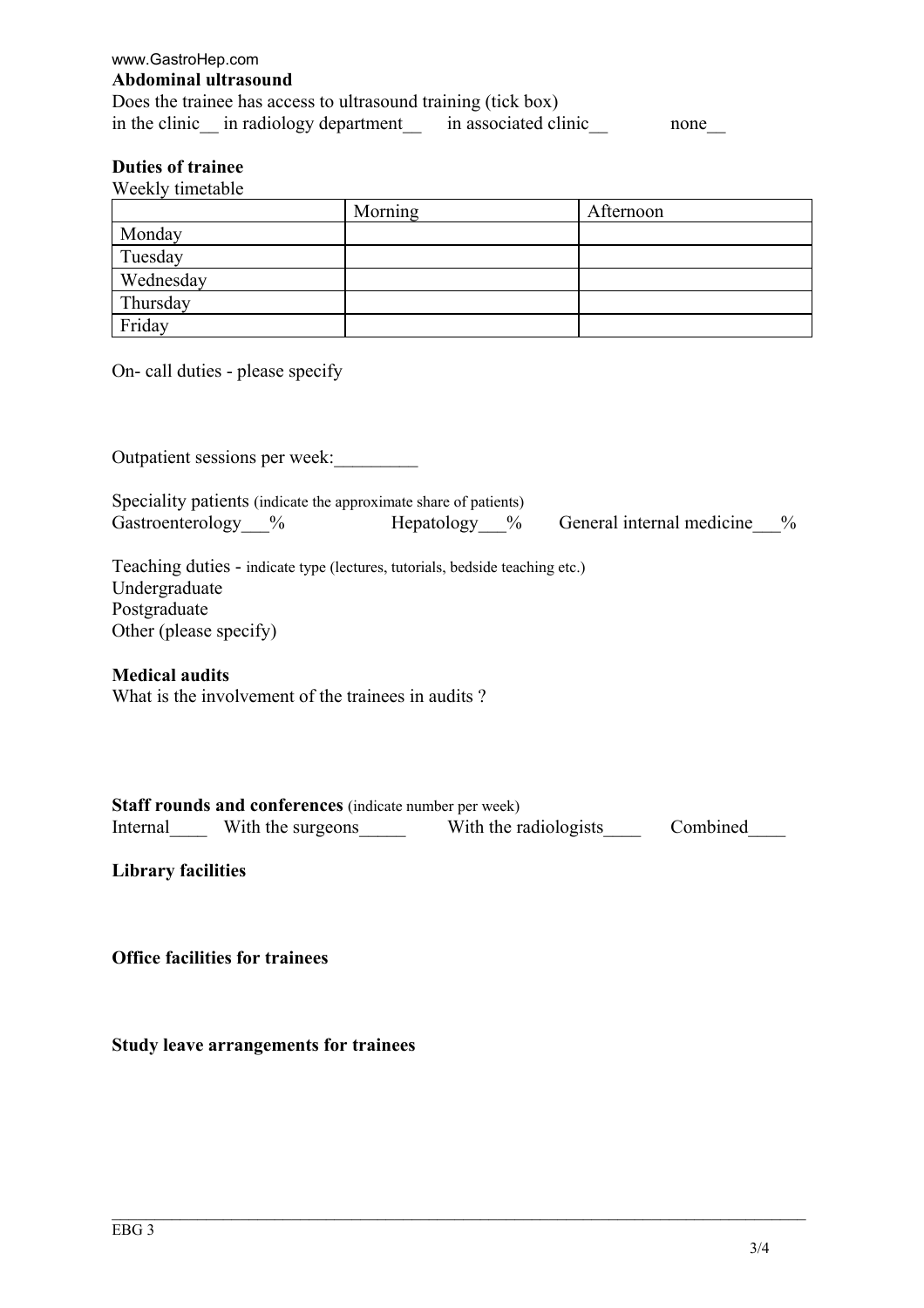www.GastroHep.com

**Abdominal ultrasound**

Does the trainee has access to ultrasound training (tick box)

in the clinic__ in radiology department__ in associated clinic__ none__

**Duties of trainee**

Weekly timetable

| | Morning | Afternoon |
|---|---|---|
| Monday | | |
| Tuesday | | |
| Wednesday | | |
| Thursday | | |
| Friday | | |

On- call duties - please specify

Outpatient sessions per week:_________

Speciality patients (indicate the approximate share of patients)

Gastroenterology___% Hepatology___% General internal medicine___%

Teaching duties - indicate type (lectures, tutorials, bedside teaching etc.)

Undergraduate

Postgraduate

Other (please specify)

**Medical audits**

What is the involvement of the trainees in audits ?

**Staff rounds and conferences** (indicate number per week)

Internal____ With the surgeons_____ With the radiologists____ Combined____

**Library facilities**

**Office facilities for trainees**

**Study leave arrangements for trainees**

EBG 3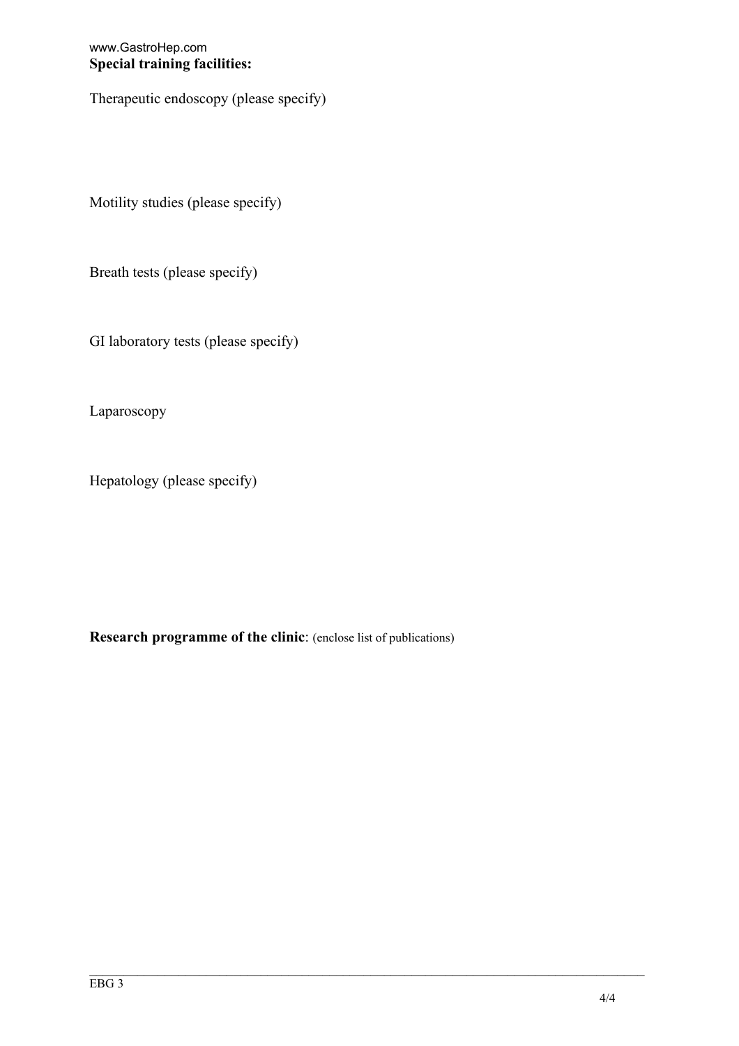**Special training facilities:**

Therapeutic endoscopy (please specify)

Motility studies (please specify)

Breath tests (please specify)

GI laboratory tests (please specify)

Laparoscopy

Hepatology (please specify)

**Research programme of the clinic**: (enclose list of publications)